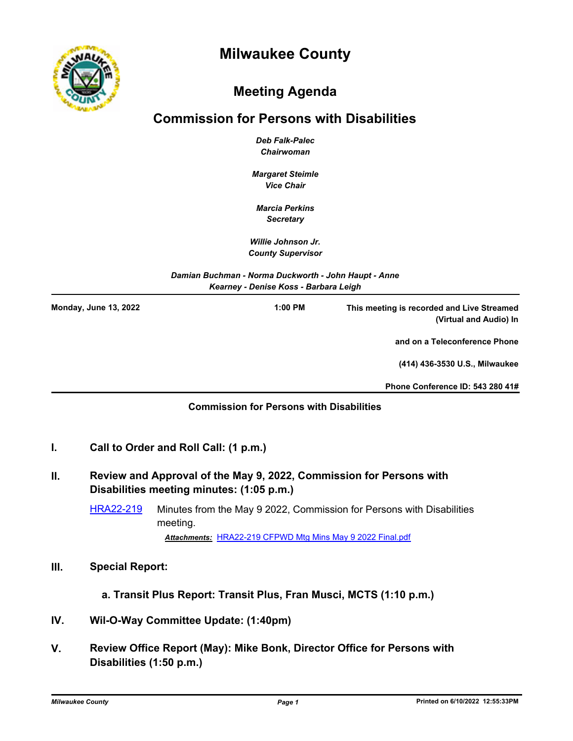# Milwaukee County

## Meeting Agenda

## Commission for Persons with Disabilities

***Deb Falk-Palec***
***Chairwoman***

***Margaret Steimle***
***Vice Chair***

***Marcia Perkins***
***Secretary***

***Willie Johnson Jr.***
***County Supervisor***

***Damian Buchman - Norma Duckworth - John Haupt - Anne Kearney - Denise Koss - Barbara Leigh***

---

**Monday, June 13, 2022** | **1:00 PM** | **This meeting is recorded and Live Streamed (Virtual and Audio) In**

**and on a Teleconference Phone**

**(414) 436-3530 U.S., Milwaukee**

**Phone Conference ID: 543 280 41#**

---

**Commission for Persons with Disabilities**

**I. Call to Order and Roll Call: (1 p.m.)**

**II. Review and Approval of the May 9, 2022, Commission for Persons with Disabilities meeting minutes: (1:05 p.m.)**

HRA22-219 Minutes from the May 9 2022, Commission for Persons with Disabilities meeting.

***Attachments:*** HRA22-219 CFPWD Mtg Mins May 9 2022 Final.pdf

**III. Special Report:**

**a. Transit Plus Report: Transit Plus, Fran Musci, MCTS (1:10 p.m.)**

**IV. Wil-O-Way Committee Update: (1:40pm)**

**V. Review Office Report (May): Mike Bonk, Director Office for Persons with Disabilities (1:50 p.m.)**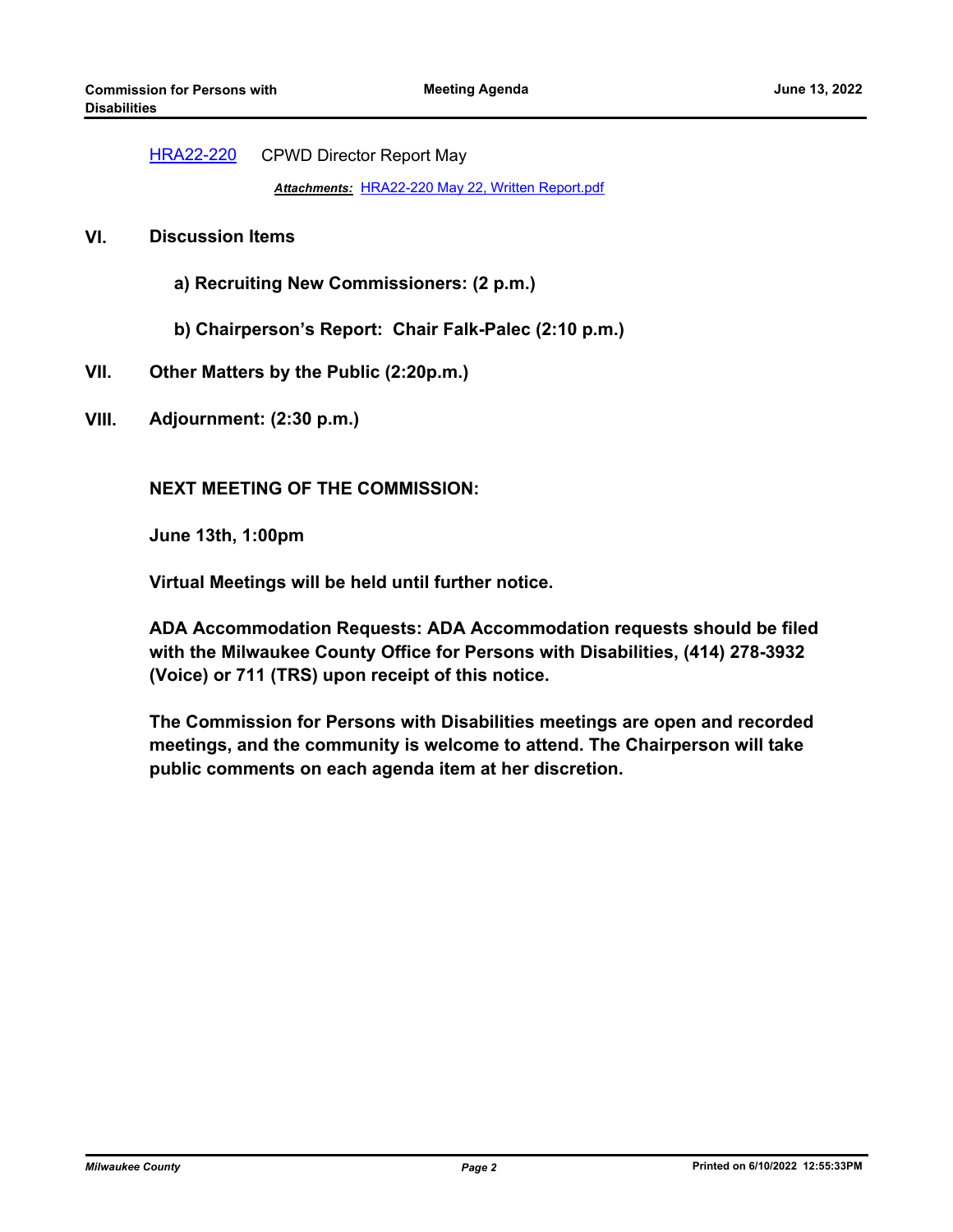HRA22-220 CPWD Director Report May

***Attachments:*** HRA22-220 May 22, Written Report.pdf

## VI. Discussion Items

**a) Recruiting New Commissioners: (2 p.m.)**

**b) Chairperson's Report: Chair Falk-Palec (2:10 p.m.)**

## VII. Other Matters by the Public (2:20p.m.)

## VIII. Adjournment: (2:30 p.m.)

**NEXT MEETING OF THE COMMISSION:**

**June 13th, 1:00pm**

**Virtual Meetings will be held until further notice.**

**ADA Accommodation Requests: ADA Accommodation requests should be filed with the Milwaukee County Office for Persons with Disabilities, (414) 278-3932 (Voice) or 711 (TRS) upon receipt of this notice.**

**The Commission for Persons with Disabilities meetings are open and recorded meetings, and the community is welcome to attend. The Chairperson will take public comments on each agenda item at her discretion.**